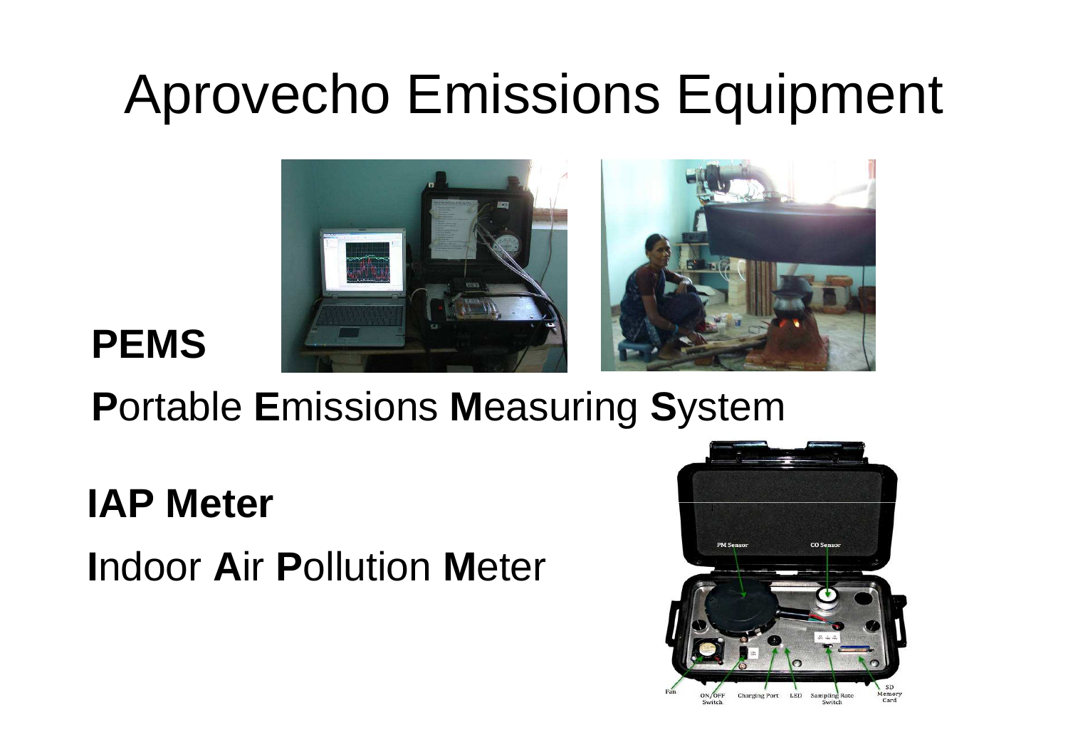# Aprovecho Emissions Equipment

**PEMS**

**P**ortable **E**missions **M**easuring **S**ystem

**IAP Meter**

**I**ndoor **A**ir **P**ollution **M**eter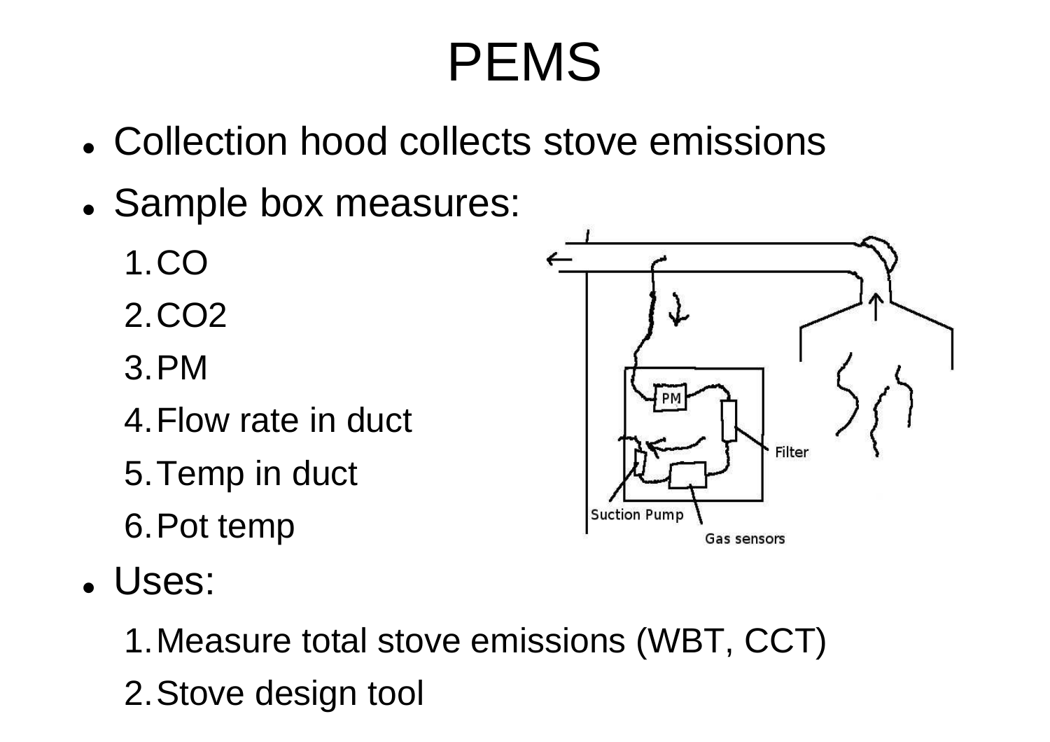# PEMS

- Collection hood collects stove emissions
- Sample box measures:
  1. CO
  2. $CO_2$
  3. PM
  4. Flow rate in duct
  5. Temp in duct
  6. Pot temp
- Uses:
  1. Measure total stove emissions (WBT, CCT)
  2. Stove design tool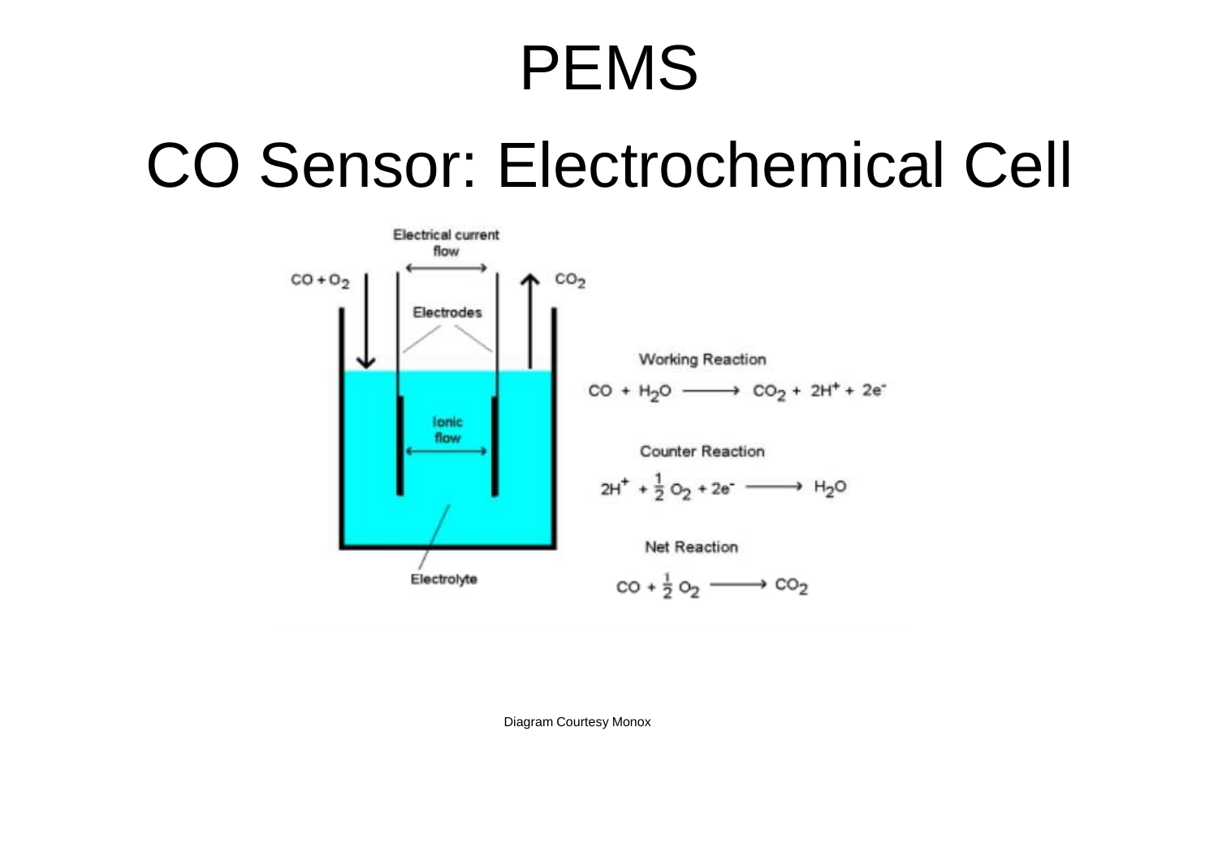# PEMS

## CO Sensor: Electrochemical Cell

Electrical current flow

$CO + O_2$

$CO_2$

Electrodes

Ionic flow

Electrolyte

Working Reaction

$$CO + H_2O \longrightarrow CO_2 + 2H^+ + 2e^-$$

Counter Reaction

$$2H^+ + \frac{1}{2} O_2 + 2e^- \longrightarrow H_2O$$

Net Reaction

$$CO + \frac{1}{2} O_2 \longrightarrow CO_2$$

Diagram Courtesy Monox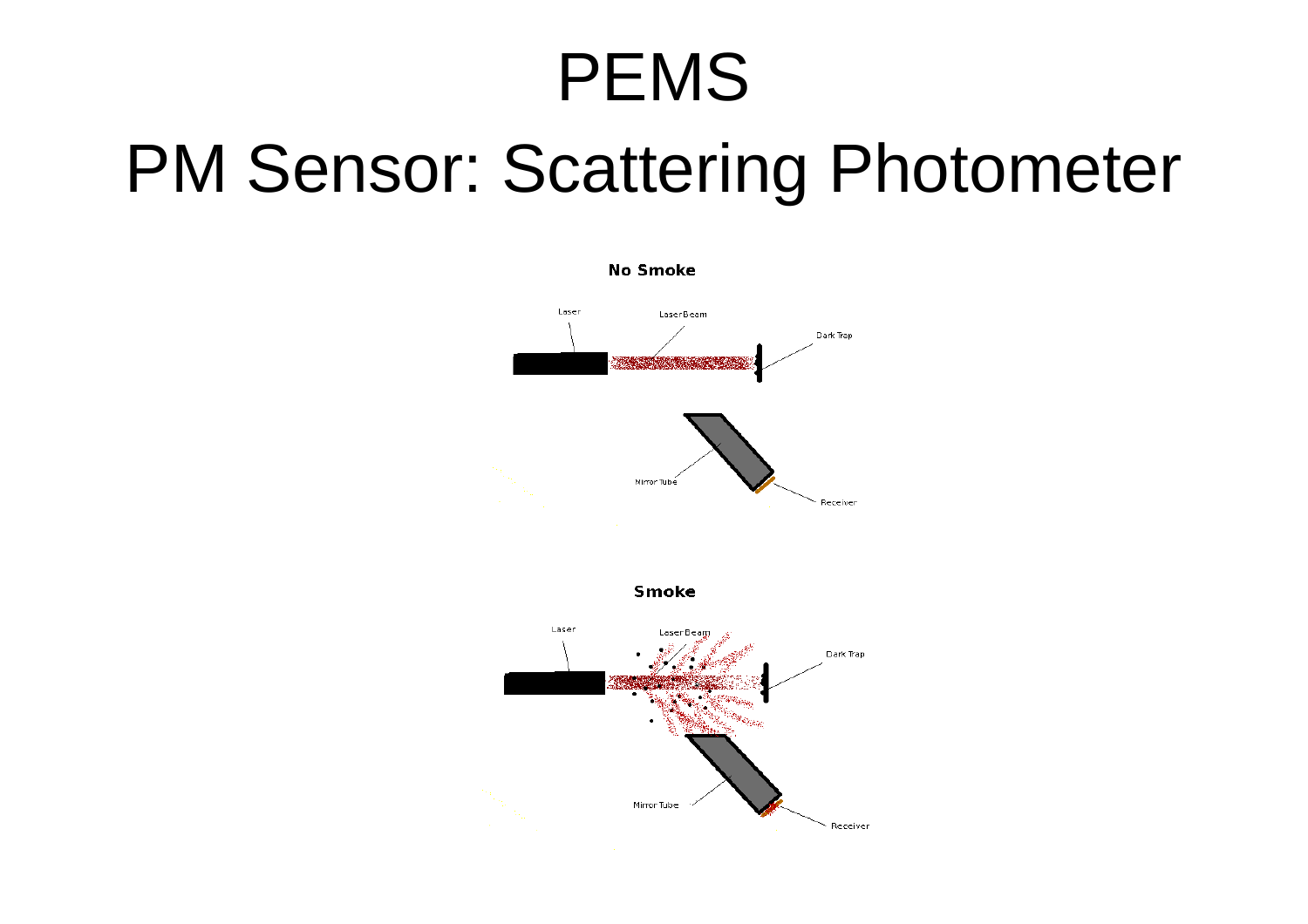# PEMS

## PM Sensor: Scattering Photometer

**No Smoke**

Laser

Laser Beam

Dark Trap

Mirror Tube

Receiver

**Smoke**

Laser

Laser Beam

Dark Trap

Mirror Tube

Receiver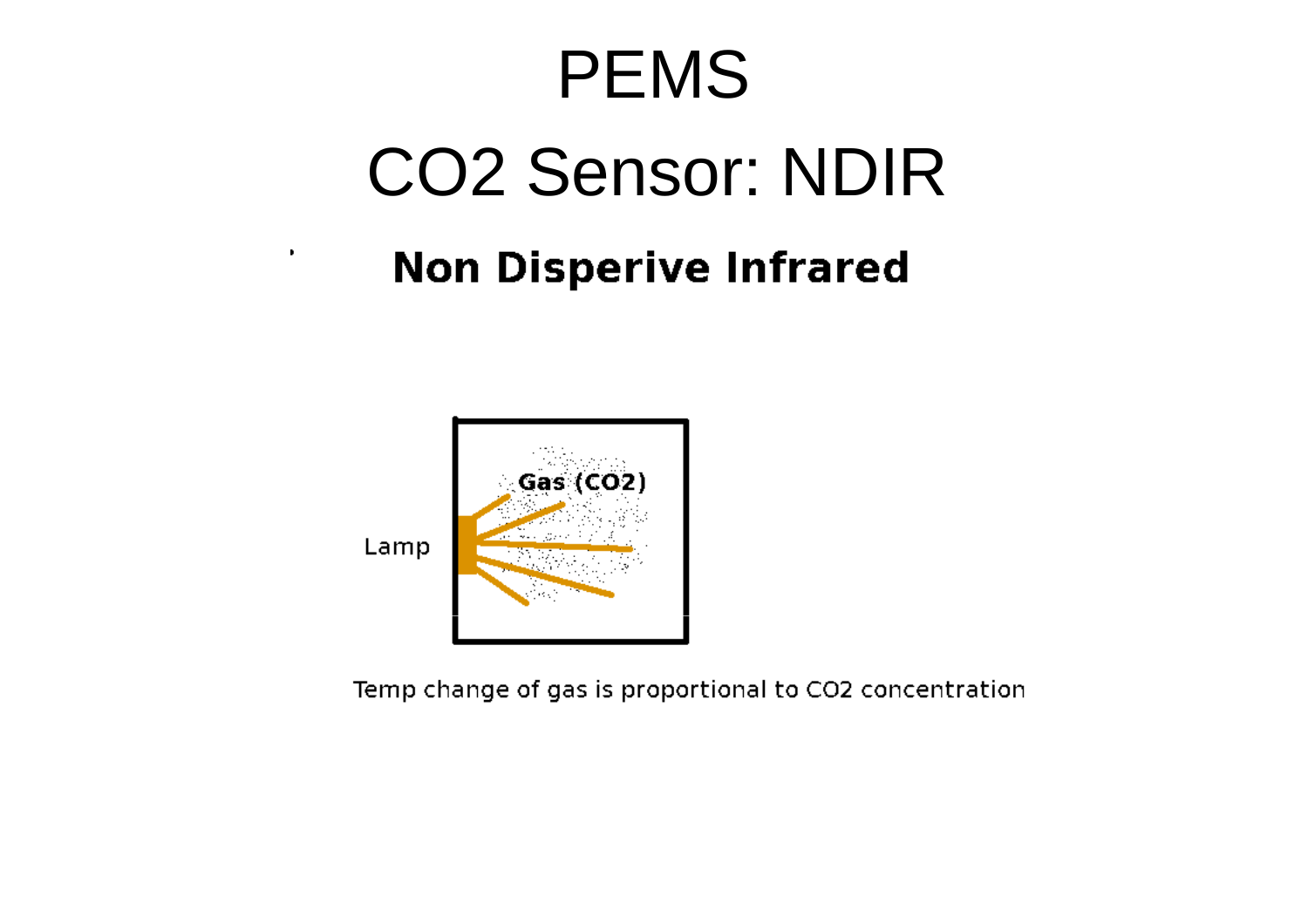# PEMS

## CO2 Sensor: NDIR

**Non Disperive Infrared**

Gas (CO2)

Lamp

Temp change of gas is proportional to CO2 concentration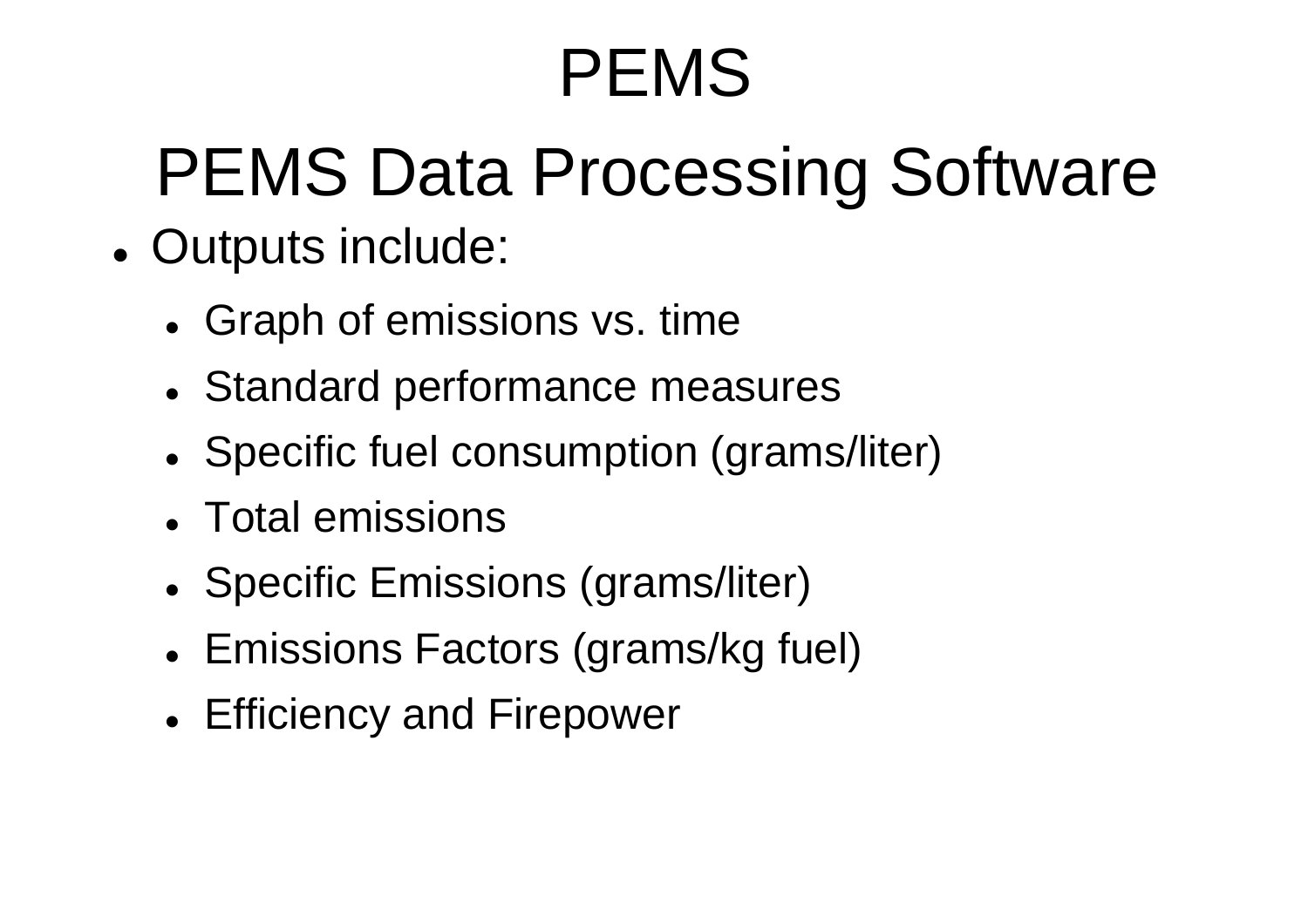# PEMS

## PEMS Data Processing Software

- Outputs include:
  - Graph of emissions vs. time
  - Standard performance measures
  - Specific fuel consumption (grams/liter)
  - Total emissions
  - Specific Emissions (grams/liter)
  - Emissions Factors (grams/kg fuel)
  - Efficiency and Firepower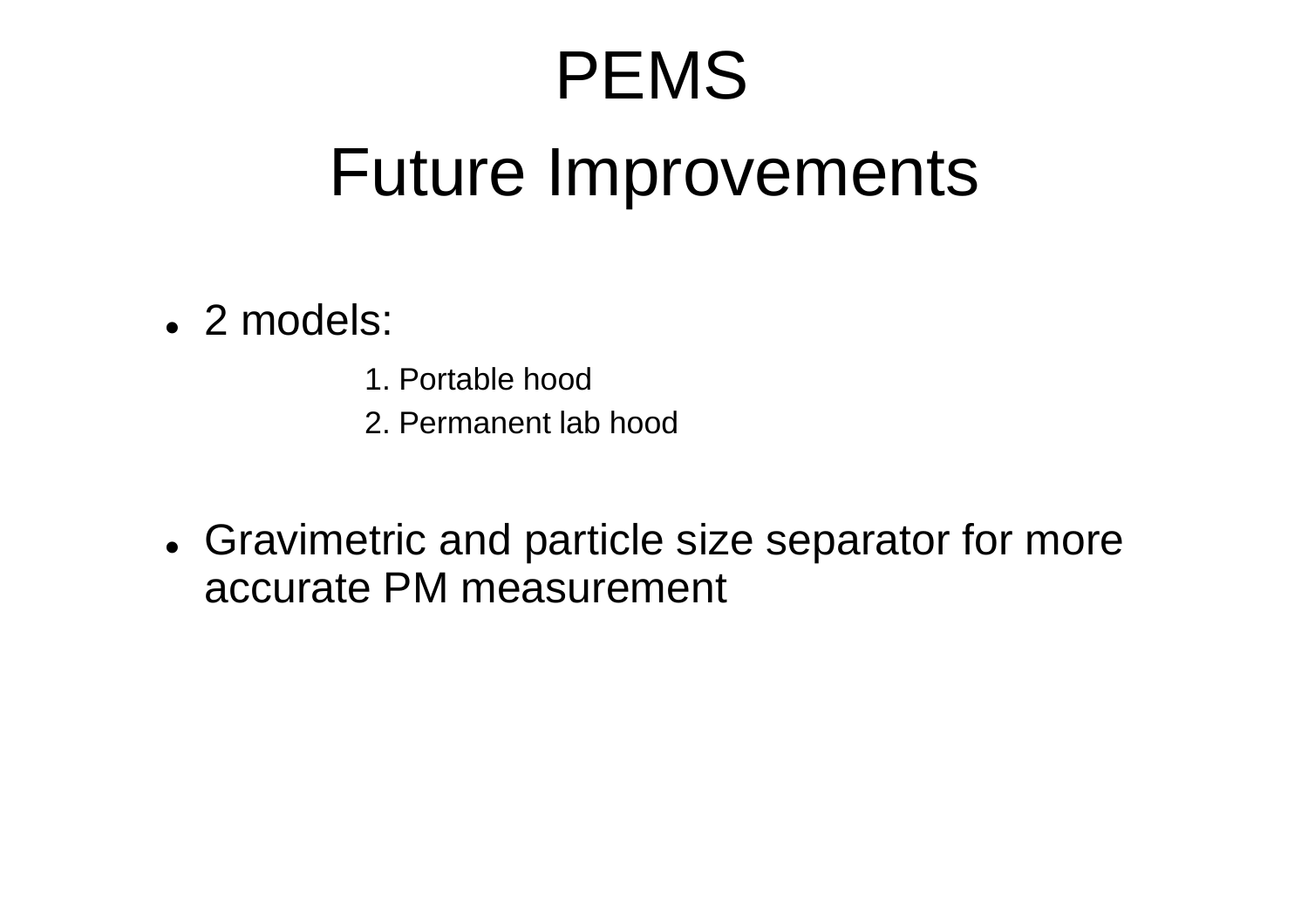# PEMS

## Future Improvements

- 2 models:
    1. Portable hood
    2. Permanent lab hood

- Gravimetric and particle size separator for more accurate PM measurement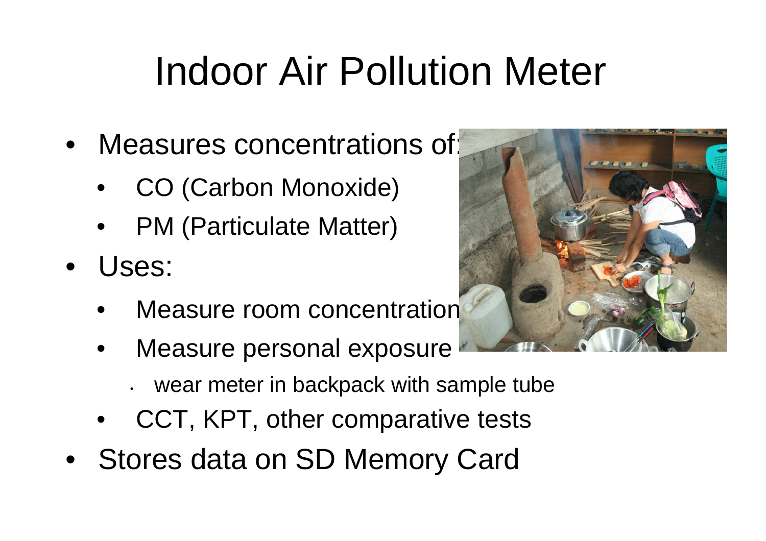# Indoor Air Pollution Meter

- Measures concentrations of:
  - CO (Carbon Monoxide)
  - PM (Particulate Matter)
- Uses:
  - Measure room concentration
  - Measure personal exposure
    - wear meter in backpack with sample tube
  - CCT, KPT, other comparative tests
- Stores data on SD Memory Card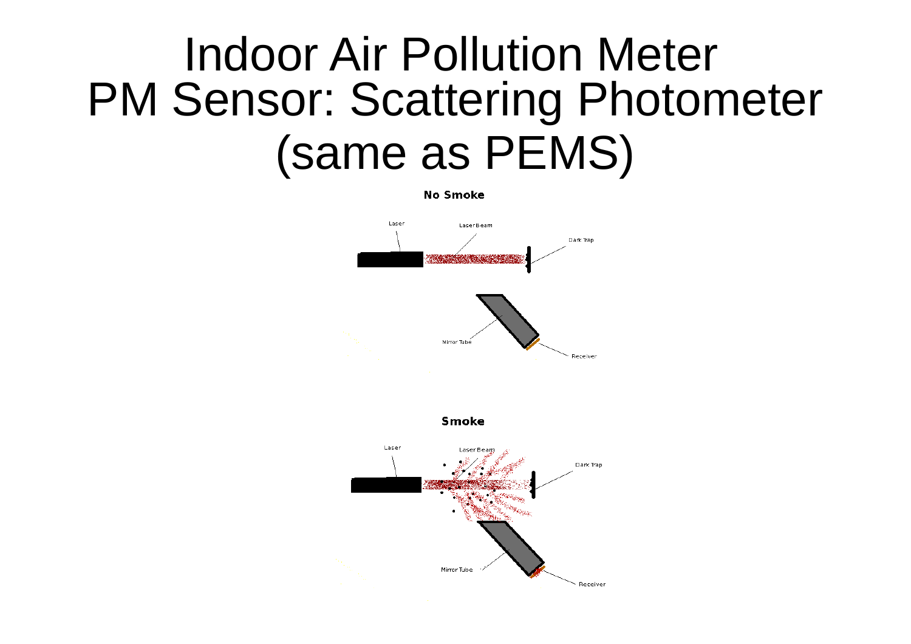# Indoor Air Pollution Meter PM Sensor: Scattering Photometer (same as PEMS)

**No Smoke**

Laser

Laser Beam

Dark Trap

Mirror Tube

Receiver

**Smoke**

Laser

Laser Beam

Dark Trap

Mirror Tube

Receiver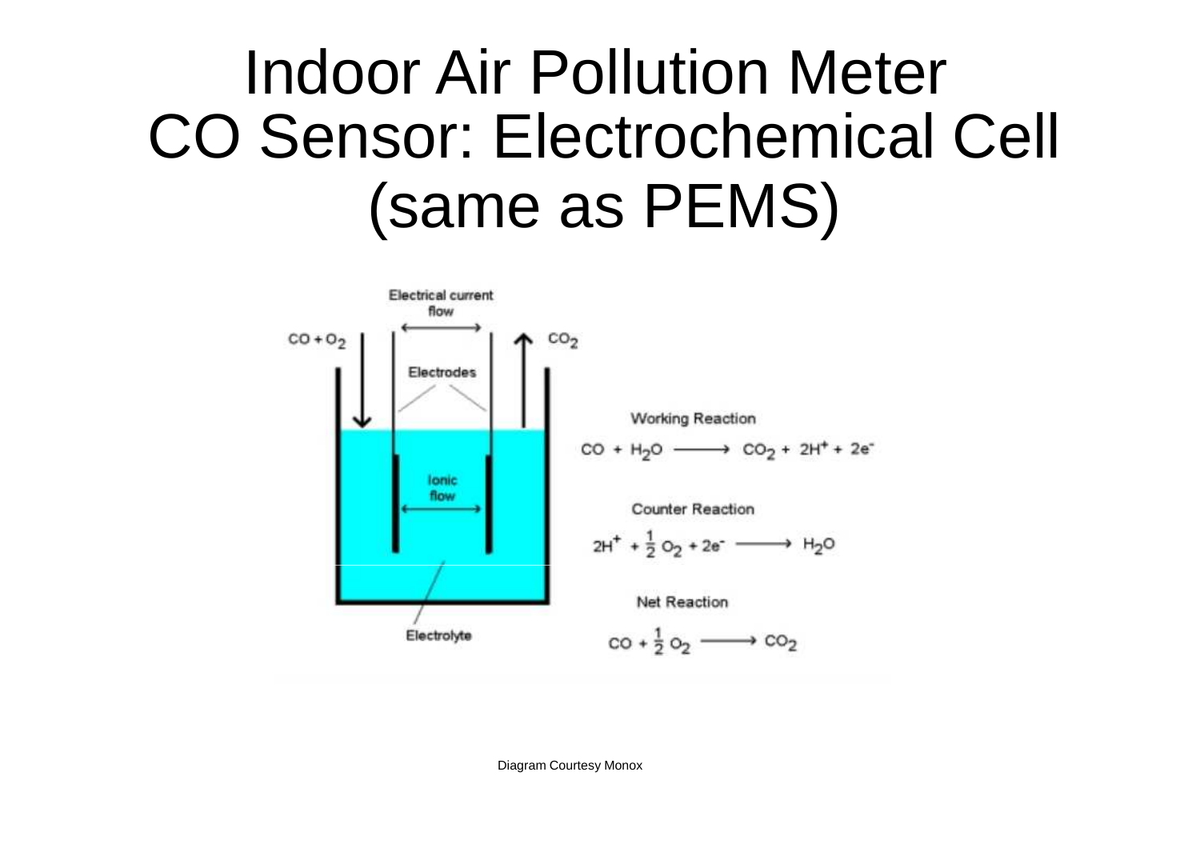# Indoor Air Pollution Meter CO Sensor: Electrochemical Cell (same as PEMS)

Electrical current flow

$CO + O_2$

$CO_2$

Electrodes

Ionic flow

Electrolyte

Working Reaction

$$CO + H_2O \longrightarrow CO_2 + 2H^+ + 2e^-$$

Counter Reaction

$$2H^+ + \frac{1}{2}O_2 + 2e^- \longrightarrow H_2O$$

Net Reaction

$$CO + \frac{1}{2}O_2 \longrightarrow CO_2$$

Diagram Courtesy Monox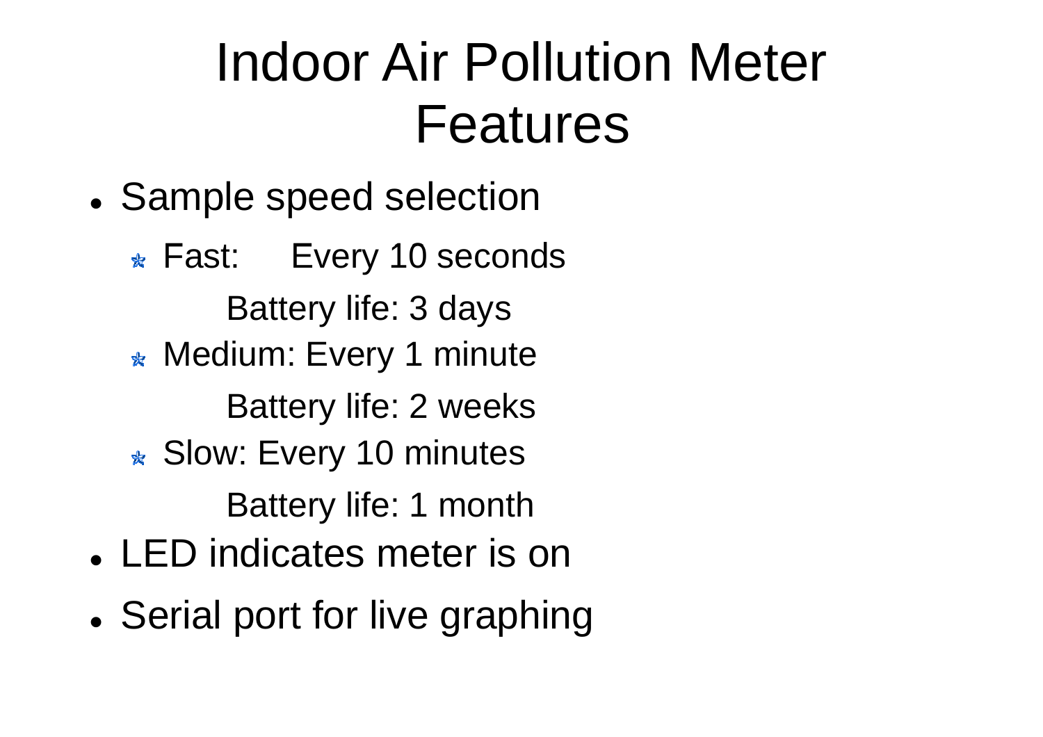# Indoor Air Pollution Meter Features

- Sample speed selection
  - Fast: Every 10 seconds

    Battery life: 3 days
  - Medium: Every 1 minute

    Battery life: 2 weeks
  - Slow: Every 10 minutes

    Battery life: 1 month
- LED indicates meter is on
- Serial port for live graphing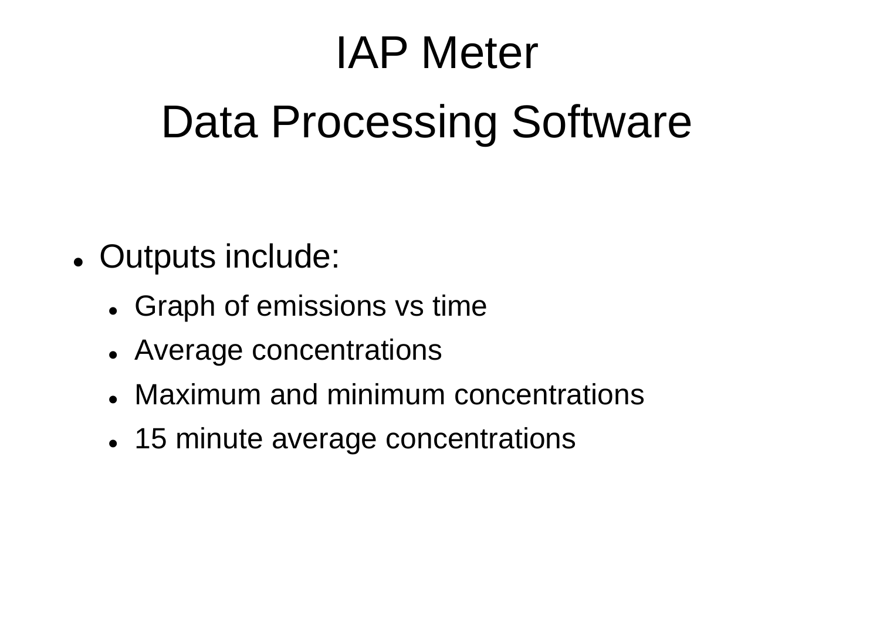# IAP Meter

# Data Processing Software

- Outputs include:
  - Graph of emissions vs time
  - Average concentrations
  - Maximum and minimum concentrations
  - 15 minute average concentrations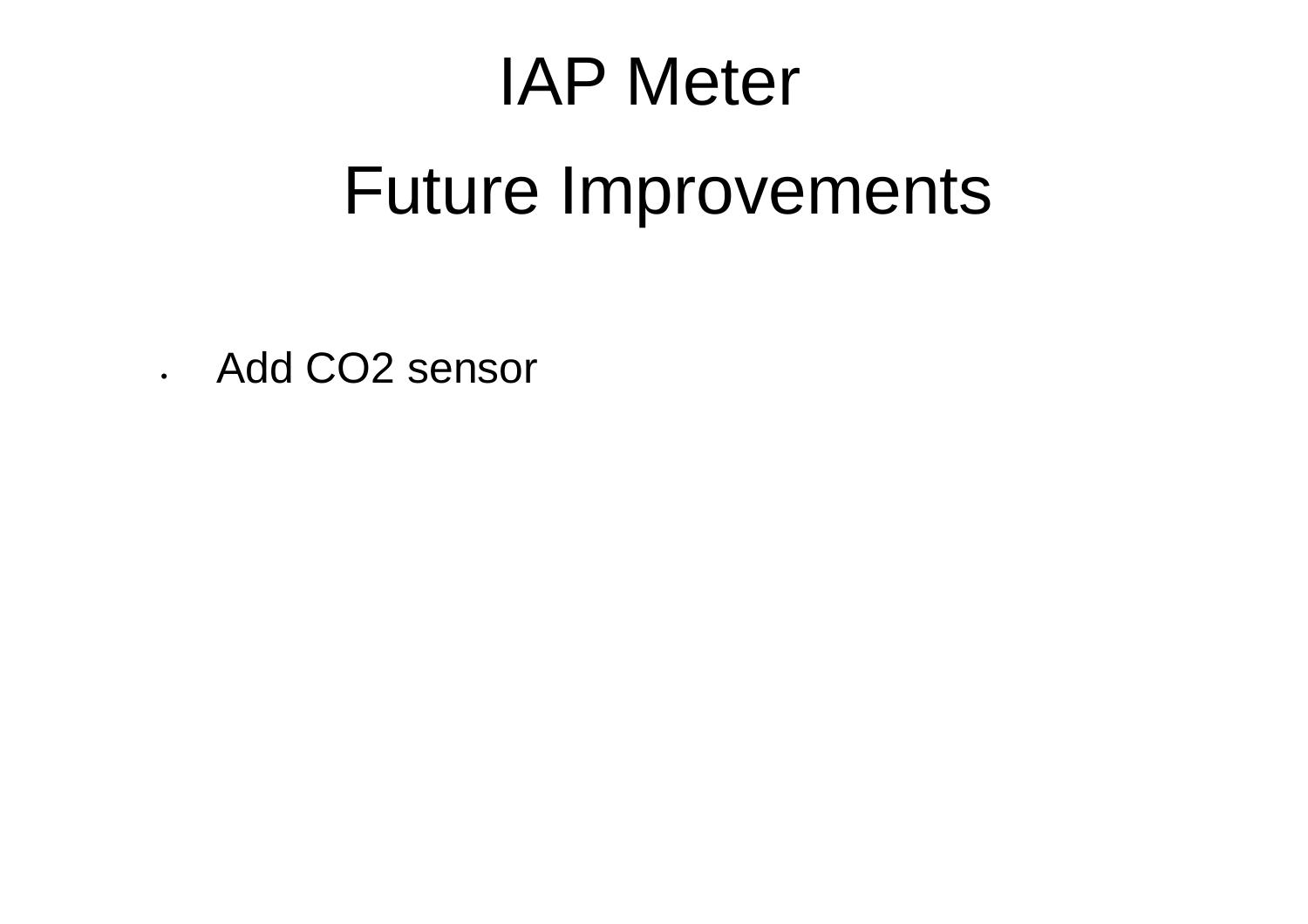# IAP Meter

## Future Improvements

- Add $CO_2$ sensor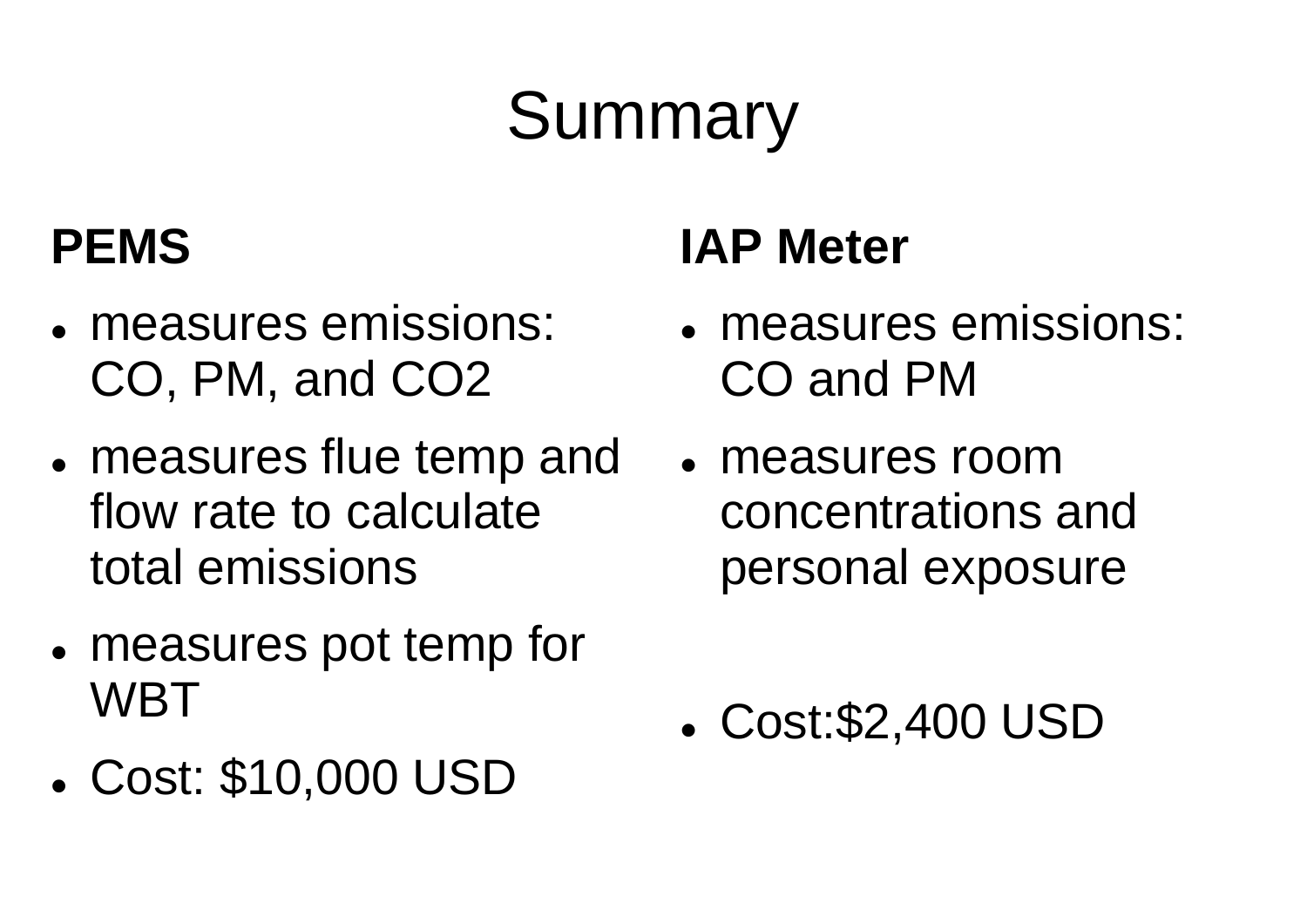# Summary

## PEMS

- measures emissions: CO, PM, and $CO_2$
- measures flue temp and flow rate to calculate total emissions
- measures pot temp for WBT
- Cost: $10,000 USD

## IAP Meter

- measures emissions: CO and PM
- measures room concentrations and personal exposure
- Cost:$2,400 USD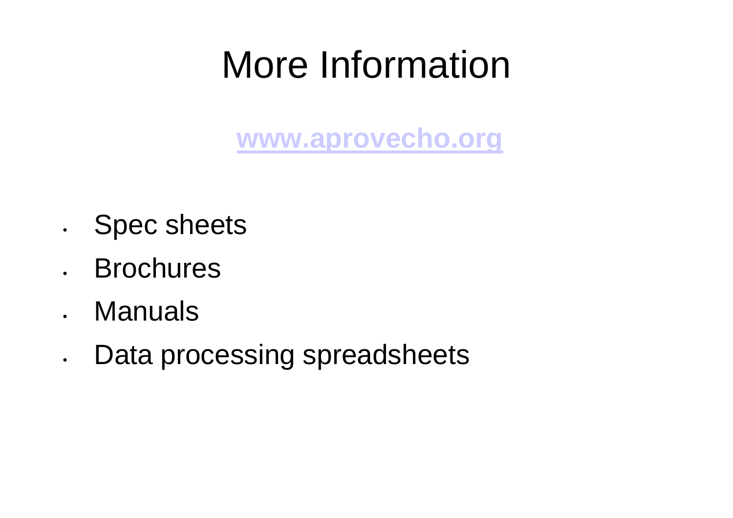# More Information

**www.aprovecho.org**

- Spec sheets
- Brochures
- Manuals
- Data processing spreadsheets